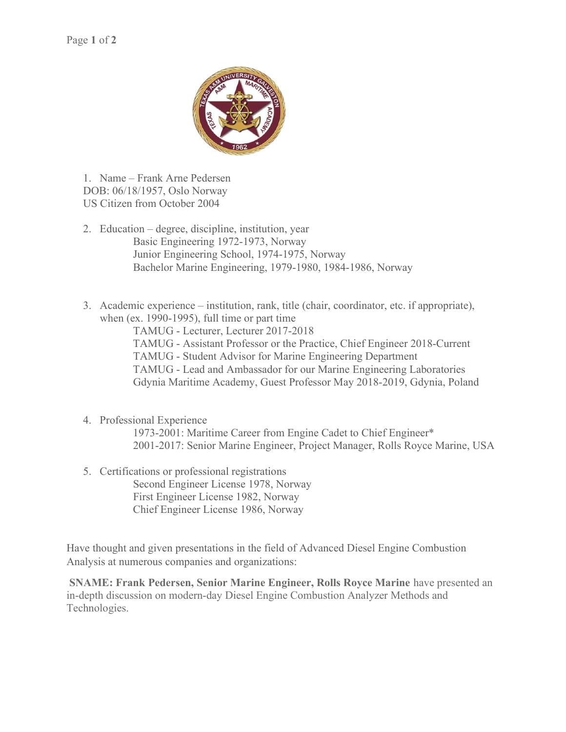1. Name – Frank Arne Pedersen
DOB: 06/18/1957, Oslo Norway
US Citizen from October 2004

2. Education – degree, discipline, institution, year
   - Basic Engineering 1972-1973, Norway
   - Junior Engineering School, 1974-1975, Norway
   - Bachelor Marine Engineering, 1979-1980, 1984-1986, Norway

3. Academic experience – institution, rank, title (chair, coordinator, etc. if appropriate), when (ex. 1990-1995), full time or part time
   - TAMUG - Lecturer, Lecturer 2017-2018
   - TAMUG - Assistant Professor or the Practice, Chief Engineer 2018-Current
   - TAMUG - Student Advisor for Marine Engineering Department
   - TAMUG - Lead and Ambassador for our Marine Engineering Laboratories
   - Gdynia Maritime Academy, Guest Professor May 2018-2019, Gdynia, Poland

4. Professional Experience
   - 1973-2001: Maritime Career from Engine Cadet to Chief Engineer*
   - 2001-2017: Senior Marine Engineer, Project Manager, Rolls Royce Marine, USA

5. Certifications or professional registrations
   - Second Engineer License 1978, Norway
   - First Engineer License 1982, Norway
   - Chief Engineer License 1986, Norway

Have thought and given presentations in the field of Advanced Diesel Engine Combustion Analysis at numerous companies and organizations:

**SNAME: Frank Pedersen, Senior Marine Engineer, Rolls Royce Marine** have presented an in-depth discussion on modern-day Diesel Engine Combustion Analyzer Methods and Technologies.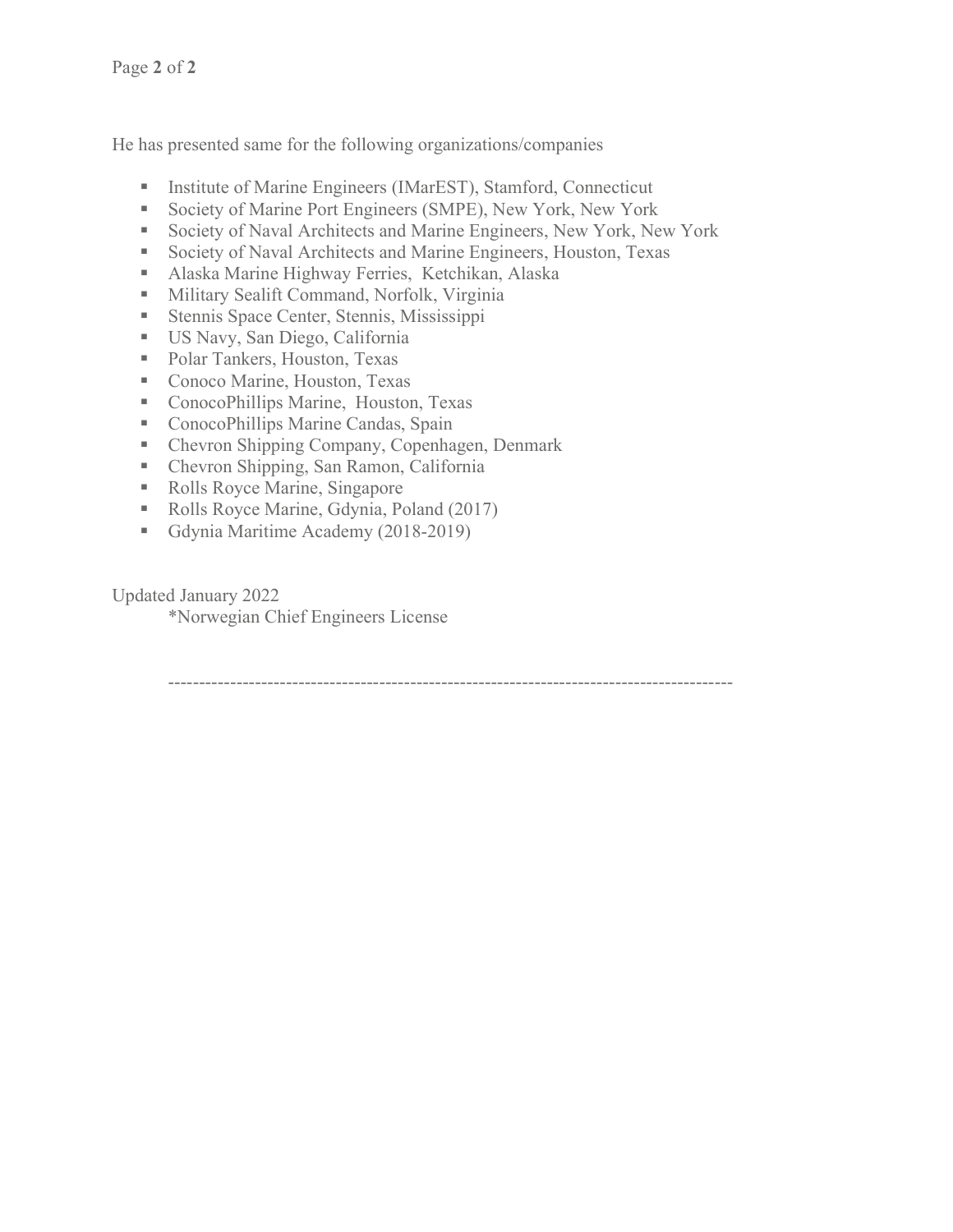He has presented same for the following organizations/companies

- Institute of Marine Engineers (IMarEST), Stamford, Connecticut
- Society of Marine Port Engineers (SMPE), New York, New York
- Society of Naval Architects and Marine Engineers, New York, New York
- Society of Naval Architects and Marine Engineers, Houston, Texas
- Alaska Marine Highway Ferries, Ketchikan, Alaska
- Military Sealift Command, Norfolk, Virginia
- Stennis Space Center, Stennis, Mississippi
- US Navy, San Diego, California
- Polar Tankers, Houston, Texas
- Conoco Marine, Houston, Texas
- ConocoPhillips Marine, Houston, Texas
- ConocoPhillips Marine Candas, Spain
- Chevron Shipping Company, Copenhagen, Denmark
- Chevron Shipping, San Ramon, California
- Rolls Royce Marine, Singapore
- Rolls Royce Marine, Gdynia, Poland (2017)
- Gdynia Maritime Academy (2018-2019)

Updated January 2022

*Norwegian Chief Engineers License

-----------------------------------------------------------------------------------------